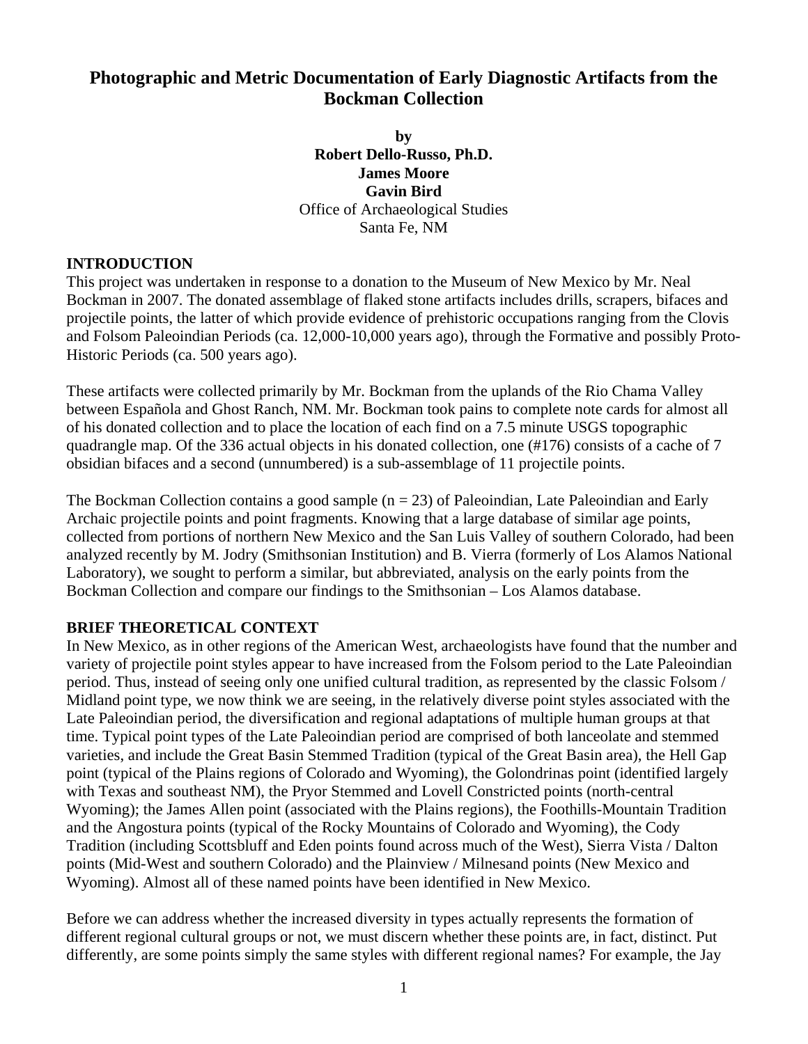# Photographic and Metric Documentation of Early Diagnostic Artifacts from the Bockman Collection

**by**
**Robert Dello-Russo, Ph.D.**
**James Moore**
**Gavin Bird**
Office of Archaeological Studies
Santa Fe, NM

## INTRODUCTION

This project was undertaken in response to a donation to the Museum of New Mexico by Mr. Neal Bockman in 2007. The donated assemblage of flaked stone artifacts includes drills, scrapers, bifaces and projectile points, the latter of which provide evidence of prehistoric occupations ranging from the Clovis and Folsom Paleoindian Periods (ca. 12,000-10,000 years ago), through the Formative and possibly Proto-Historic Periods (ca. 500 years ago).

These artifacts were collected primarily by Mr. Bockman from the uplands of the Rio Chama Valley between Española and Ghost Ranch, NM. Mr. Bockman took pains to complete note cards for almost all of his donated collection and to place the location of each find on a 7.5 minute USGS topographic quadrangle map. Of the 336 actual objects in his donated collection, one (#176) consists of a cache of 7 obsidian bifaces and a second (unnumbered) is a sub-assemblage of 11 projectile points.

The Bockman Collection contains a good sample (n = 23) of Paleoindian, Late Paleoindian and Early Archaic projectile points and point fragments. Knowing that a large database of similar age points, collected from portions of northern New Mexico and the San Luis Valley of southern Colorado, had been analyzed recently by M. Jodry (Smithsonian Institution) and B. Vierra (formerly of Los Alamos National Laboratory), we sought to perform a similar, but abbreviated, analysis on the early points from the Bockman Collection and compare our findings to the Smithsonian – Los Alamos database.

## BRIEF THEORETICAL CONTEXT

In New Mexico, as in other regions of the American West, archaeologists have found that the number and variety of projectile point styles appear to have increased from the Folsom period to the Late Paleoindian period. Thus, instead of seeing only one unified cultural tradition, as represented by the classic Folsom / Midland point type, we now think we are seeing, in the relatively diverse point styles associated with the Late Paleoindian period, the diversification and regional adaptations of multiple human groups at that time. Typical point types of the Late Paleoindian period are comprised of both lanceolate and stemmed varieties, and include the Great Basin Stemmed Tradition (typical of the Great Basin area), the Hell Gap point (typical of the Plains regions of Colorado and Wyoming), the Golondrinas point (identified largely with Texas and southeast NM), the Pryor Stemmed and Lovell Constricted points (north-central Wyoming); the James Allen point (associated with the Plains regions), the Foothills-Mountain Tradition and the Angostura points (typical of the Rocky Mountains of Colorado and Wyoming), the Cody Tradition (including Scottsbluff and Eden points found across much of the West), Sierra Vista / Dalton points (Mid-West and southern Colorado) and the Plainview / Milnesand points (New Mexico and Wyoming). Almost all of these named points have been identified in New Mexico.

Before we can address whether the increased diversity in types actually represents the formation of different regional cultural groups or not, we must discern whether these points are, in fact, distinct. Put differently, are some points simply the same styles with different regional names? For example, the Jay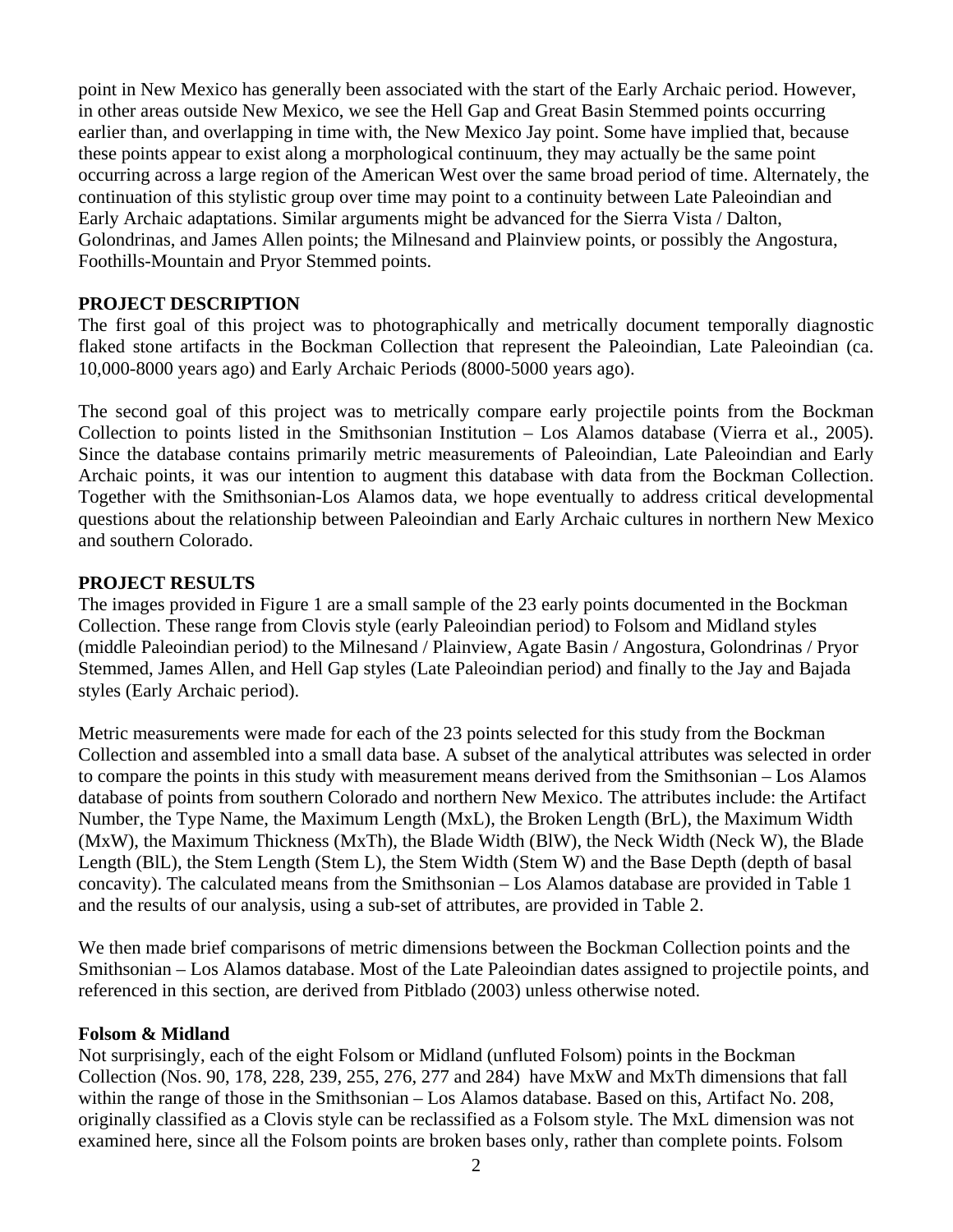point in New Mexico has generally been associated with the start of the Early Archaic period. However, in other areas outside New Mexico, we see the Hell Gap and Great Basin Stemmed points occurring earlier than, and overlapping in time with, the New Mexico Jay point. Some have implied that, because these points appear to exist along a morphological continuum, they may actually be the same point occurring across a large region of the American West over the same broad period of time. Alternately, the continuation of this stylistic group over time may point to a continuity between Late Paleoindian and Early Archaic adaptations. Similar arguments might be advanced for the Sierra Vista / Dalton, Golondrinas, and James Allen points; the Milnesand and Plainview points, or possibly the Angostura, Foothills-Mountain and Pryor Stemmed points.

## PROJECT DESCRIPTION

The first goal of this project was to photographically and metrically document temporally diagnostic flaked stone artifacts in the Bockman Collection that represent the Paleoindian, Late Paleoindian (ca. 10,000-8000 years ago) and Early Archaic Periods (8000-5000 years ago).

The second goal of this project was to metrically compare early projectile points from the Bockman Collection to points listed in the Smithsonian Institution – Los Alamos database (Vierra et al., 2005). Since the database contains primarily metric measurements of Paleoindian, Late Paleoindian and Early Archaic points, it was our intention to augment this database with data from the Bockman Collection. Together with the Smithsonian-Los Alamos data, we hope eventually to address critical developmental questions about the relationship between Paleoindian and Early Archaic cultures in northern New Mexico and southern Colorado.

## PROJECT RESULTS

The images provided in Figure 1 are a small sample of the 23 early points documented in the Bockman Collection. These range from Clovis style (early Paleoindian period) to Folsom and Midland styles (middle Paleoindian period) to the Milnesand / Plainview, Agate Basin / Angostura, Golondrinas / Pryor Stemmed, James Allen, and Hell Gap styles (Late Paleoindian period) and finally to the Jay and Bajada styles (Early Archaic period).

Metric measurements were made for each of the 23 points selected for this study from the Bockman Collection and assembled into a small data base. A subset of the analytical attributes was selected in order to compare the points in this study with measurement means derived from the Smithsonian – Los Alamos database of points from southern Colorado and northern New Mexico. The attributes include: the Artifact Number, the Type Name, the Maximum Length (MxL), the Broken Length (BrL), the Maximum Width (MxW), the Maximum Thickness (MxTh), the Blade Width (BlW), the Neck Width (Neck W), the Blade Length (BlL), the Stem Length (Stem L), the Stem Width (Stem W) and the Base Depth (depth of basal concavity). The calculated means from the Smithsonian – Los Alamos database are provided in Table 1 and the results of our analysis, using a sub-set of attributes, are provided in Table 2.

We then made brief comparisons of metric dimensions between the Bockman Collection points and the Smithsonian – Los Alamos database. Most of the Late Paleoindian dates assigned to projectile points, and referenced in this section, are derived from Pitblado (2003) unless otherwise noted.

### Folsom & Midland

Not surprisingly, each of the eight Folsom or Midland (unfluted Folsom) points in the Bockman Collection (Nos. 90, 178, 228, 239, 255, 276, 277 and 284) have MxW and MxTh dimensions that fall within the range of those in the Smithsonian – Los Alamos database. Based on this, Artifact No. 208, originally classified as a Clovis style can be reclassified as a Folsom style. The MxL dimension was not examined here, since all the Folsom points are broken bases only, rather than complete points. Folsom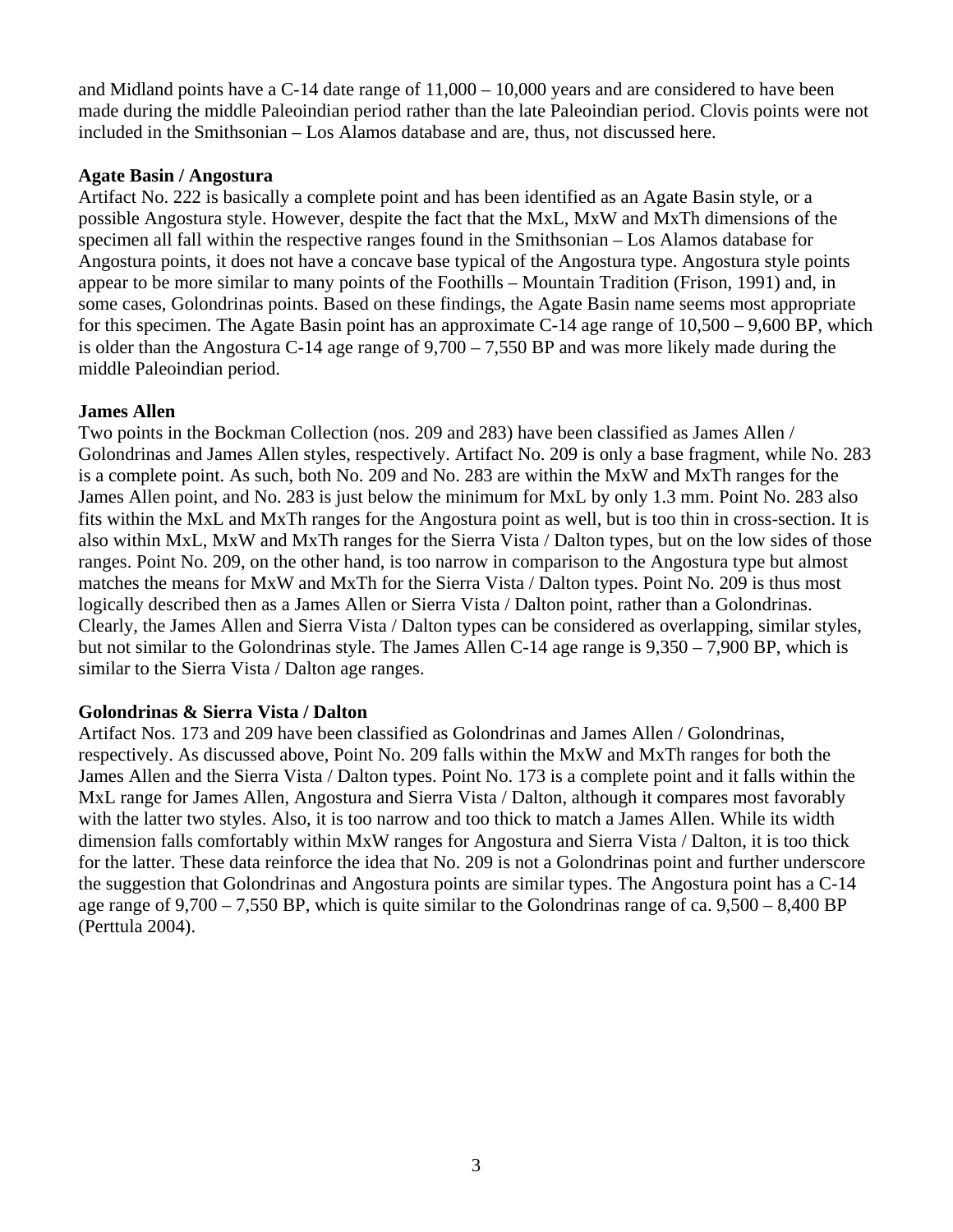and Midland points have a C-14 date range of 11,000 – 10,000 years and are considered to have been made during the middle Paleoindian period rather than the late Paleoindian period. Clovis points were not included in the Smithsonian – Los Alamos database and are, thus, not discussed here.

**Agate Basin / Angostura**

Artifact No. 222 is basically a complete point and has been identified as an Agate Basin style, or a possible Angostura style. However, despite the fact that the MxL, MxW and MxTh dimensions of the specimen all fall within the respective ranges found in the Smithsonian – Los Alamos database for Angostura points, it does not have a concave base typical of the Angostura type. Angostura style points appear to be more similar to many points of the Foothills – Mountain Tradition (Frison, 1991) and, in some cases, Golondrinas points. Based on these findings, the Agate Basin name seems most appropriate for this specimen. The Agate Basin point has an approximate C-14 age range of 10,500 – 9,600 BP, which is older than the Angostura C-14 age range of 9,700 – 7,550 BP and was more likely made during the middle Paleoindian period.

**James Allen**

Two points in the Bockman Collection (nos. 209 and 283) have been classified as James Allen / Golondrinas and James Allen styles, respectively. Artifact No. 209 is only a base fragment, while No. 283 is a complete point. As such, both No. 209 and No. 283 are within the MxW and MxTh ranges for the James Allen point, and No. 283 is just below the minimum for MxL by only 1.3 mm. Point No. 283 also fits within the MxL and MxTh ranges for the Angostura point as well, but is too thin in cross-section. It is also within MxL, MxW and MxTh ranges for the Sierra Vista / Dalton types, but on the low sides of those ranges. Point No. 209, on the other hand, is too narrow in comparison to the Angostura type but almost matches the means for MxW and MxTh for the Sierra Vista / Dalton types. Point No. 209 is thus most logically described then as a James Allen or Sierra Vista / Dalton point, rather than a Golondrinas. Clearly, the James Allen and Sierra Vista / Dalton types can be considered as overlapping, similar styles, but not similar to the Golondrinas style. The James Allen C-14 age range is 9,350 – 7,900 BP, which is similar to the Sierra Vista / Dalton age ranges.

**Golondrinas & Sierra Vista / Dalton**

Artifact Nos. 173 and 209 have been classified as Golondrinas and James Allen / Golondrinas, respectively. As discussed above, Point No. 209 falls within the MxW and MxTh ranges for both the James Allen and the Sierra Vista / Dalton types. Point No. 173 is a complete point and it falls within the MxL range for James Allen, Angostura and Sierra Vista / Dalton, although it compares most favorably with the latter two styles. Also, it is too narrow and too thick to match a James Allen. While its width dimension falls comfortably within MxW ranges for Angostura and Sierra Vista / Dalton, it is too thick for the latter. These data reinforce the idea that No. 209 is not a Golondrinas point and further underscore the suggestion that Golondrinas and Angostura points are similar types. The Angostura point has a C-14 age range of 9,700 – 7,550 BP, which is quite similar to the Golondrinas range of ca. 9,500 – 8,400 BP (Perttula 2004).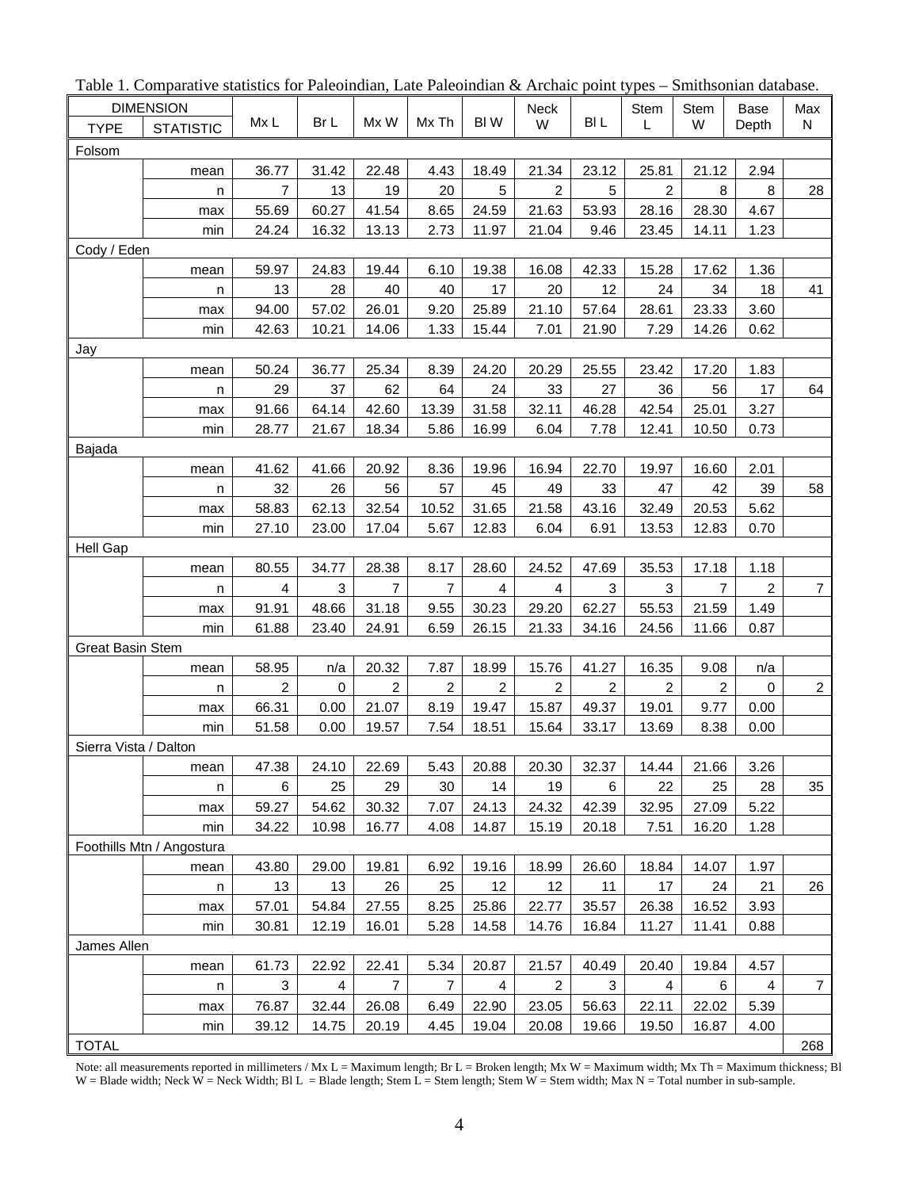Table 1. Comparative statistics for Paleoindian, Late Paleoindian & Archaic point types – Smithsonian database.

| DIMENSION | | Mx L | Br L | Mx W | Mx Th | Bl W | Neck W | Bl L | Stem L | Stem W | Base Depth | Max N |
|---|---|---|---|---|---|---|---|---|---|---|---|---|
| TYPE | STATISTIC | | | | | | | | | | | |
| Folsom | | | | | | | | | | | | |
| | mean | 36.77 | 31.42 | 22.48 | 4.43 | 18.49 | 21.34 | 23.12 | 25.81 | 21.12 | 2.94 | |
| | n | 7 | 13 | 19 | 20 | 5 | 2 | 5 | 2 | 8 | 8 | 28 |
| | max | 55.69 | 60.27 | 41.54 | 8.65 | 24.59 | 21.63 | 53.93 | 28.16 | 28.30 | 4.67 | |
| | min | 24.24 | 16.32 | 13.13 | 2.73 | 11.97 | 21.04 | 9.46 | 23.45 | 14.11 | 1.23 | |
| Cody / Eden | | | | | | | | | | | | |
| | mean | 59.97 | 24.83 | 19.44 | 6.10 | 19.38 | 16.08 | 42.33 | 15.28 | 17.62 | 1.36 | |
| | n | 13 | 28 | 40 | 40 | 17 | 20 | 12 | 24 | 34 | 18 | 41 |
| | max | 94.00 | 57.02 | 26.01 | 9.20 | 25.89 | 21.10 | 57.64 | 28.61 | 23.33 | 3.60 | |
| | min | 42.63 | 10.21 | 14.06 | 1.33 | 15.44 | 7.01 | 21.90 | 7.29 | 14.26 | 0.62 | |
| Jay | | | | | | | | | | | | |
| | mean | 50.24 | 36.77 | 25.34 | 8.39 | 24.20 | 20.29 | 25.55 | 23.42 | 17.20 | 1.83 | |
| | n | 29 | 37 | 62 | 64 | 24 | 33 | 27 | 36 | 56 | 17 | 64 |
| | max | 91.66 | 64.14 | 42.60 | 13.39 | 31.58 | 32.11 | 46.28 | 42.54 | 25.01 | 3.27 | |
| | min | 28.77 | 21.67 | 18.34 | 5.86 | 16.99 | 6.04 | 7.78 | 12.41 | 10.50 | 0.73 | |
| Bajada | | | | | | | | | | | | |
| | mean | 41.62 | 41.66 | 20.92 | 8.36 | 19.96 | 16.94 | 22.70 | 19.97 | 16.60 | 2.01 | |
| | n | 32 | 26 | 56 | 57 | 45 | 49 | 33 | 47 | 42 | 39 | 58 |
| | max | 58.83 | 62.13 | 32.54 | 10.52 | 31.65 | 21.58 | 43.16 | 32.49 | 20.53 | 5.62 | |
| | min | 27.10 | 23.00 | 17.04 | 5.67 | 12.83 | 6.04 | 6.91 | 13.53 | 12.83 | 0.70 | |
| Hell Gap | | | | | | | | | | | | |
| | mean | 80.55 | 34.77 | 28.38 | 8.17 | 28.60 | 24.52 | 47.69 | 35.53 | 17.18 | 1.18 | |
| | n | 4 | 3 | 7 | 7 | 4 | 4 | 3 | 3 | 7 | 2 | 7 |
| | max | 91.91 | 48.66 | 31.18 | 9.55 | 30.23 | 29.20 | 62.27 | 55.53 | 21.59 | 1.49 | |
| | min | 61.88 | 23.40 | 24.91 | 6.59 | 26.15 | 21.33 | 34.16 | 24.56 | 11.66 | 0.87 | |
| Great Basin Stem | | | | | | | | | | | | |
| | mean | 58.95 | n/a | 20.32 | 7.87 | 18.99 | 15.76 | 41.27 | 16.35 | 9.08 | n/a | |
| | n | 2 | 0 | 2 | 2 | 2 | 2 | 2 | 2 | 2 | 0 | 2 |
| | max | 66.31 | 0.00 | 21.07 | 8.19 | 19.47 | 15.87 | 49.37 | 19.01 | 9.77 | 0.00 | |
| | min | 51.58 | 0.00 | 19.57 | 7.54 | 18.51 | 15.64 | 33.17 | 13.69 | 8.38 | 0.00 | |
| Sierra Vista / Dalton | | | | | | | | | | | | |
| | mean | 47.38 | 24.10 | 22.69 | 5.43 | 20.88 | 20.30 | 32.37 | 14.44 | 21.66 | 3.26 | |
| | n | 6 | 25 | 29 | 30 | 14 | 19 | 6 | 22 | 25 | 28 | 35 |
| | max | 59.27 | 54.62 | 30.32 | 7.07 | 24.13 | 24.32 | 42.39 | 32.95 | 27.09 | 5.22 | |
| | min | 34.22 | 10.98 | 16.77 | 4.08 | 14.87 | 15.19 | 20.18 | 7.51 | 16.20 | 1.28 | |
| Foothills Mtn / Angostura | | | | | | | | | | | | |
| | mean | 43.80 | 29.00 | 19.81 | 6.92 | 19.16 | 18.99 | 26.60 | 18.84 | 14.07 | 1.97 | |
| | n | 13 | 13 | 26 | 25 | 12 | 12 | 11 | 17 | 24 | 21 | 26 |
| | max | 57.01 | 54.84 | 27.55 | 8.25 | 25.86 | 22.77 | 35.57 | 26.38 | 16.52 | 3.93 | |
| | min | 30.81 | 12.19 | 16.01 | 5.28 | 14.58 | 14.76 | 16.84 | 11.27 | 11.41 | 0.88 | |
| James Allen | | | | | | | | | | | | |
| | mean | 61.73 | 22.92 | 22.41 | 5.34 | 20.87 | 21.57 | 40.49 | 20.40 | 19.84 | 4.57 | |
| | n | 3 | 4 | 7 | 7 | 4 | 2 | 3 | 4 | 6 | 4 | 7 |
| | max | 76.87 | 32.44 | 26.08 | 6.49 | 22.90 | 23.05 | 56.63 | 22.11 | 22.02 | 5.39 | |
| | min | 39.12 | 14.75 | 20.19 | 4.45 | 19.04 | 20.08 | 19.66 | 19.50 | 16.87 | 4.00 | |
| TOTAL | | | | | | | | | | | | 268 |

Note: all measurements reported in millimeters / Mx L = Maximum length; Br L = Broken length; Mx W = Maximum width; Mx Th = Maximum thickness; Bl W = Blade width; Neck W = Neck Width; Bl L = Blade length; Stem L = Stem length; Stem W = Stem width; Max N = Total number in sub-sample.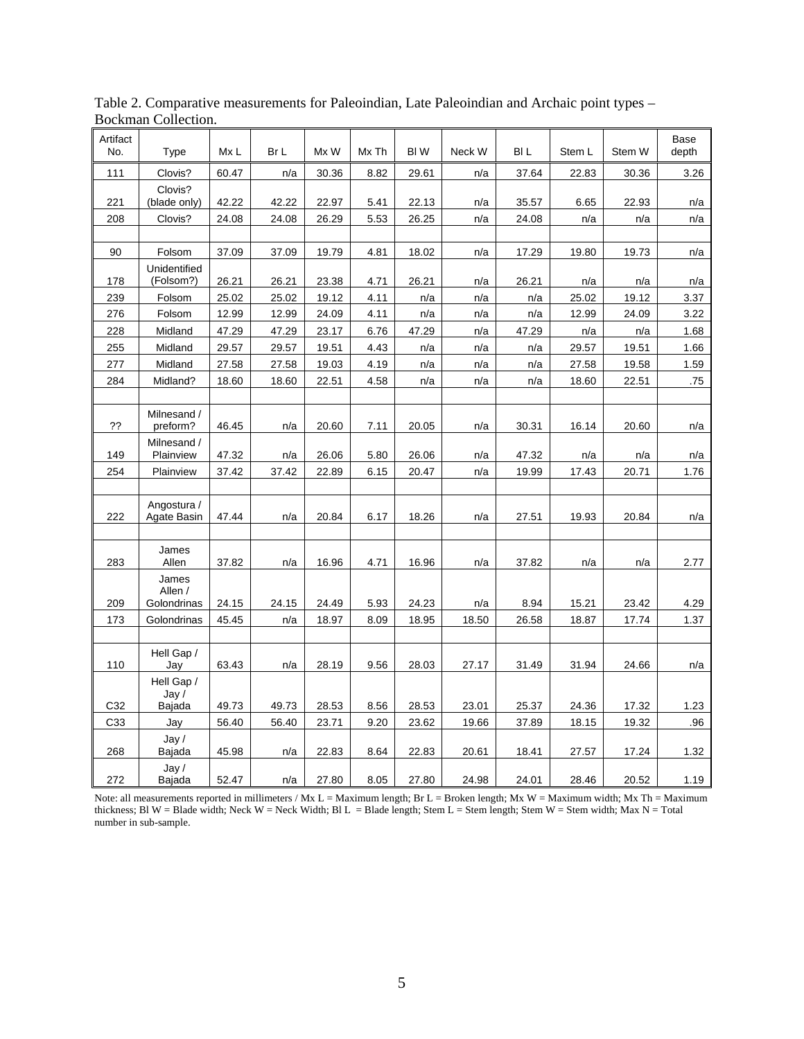Table 2. Comparative measurements for Paleoindian, Late Paleoindian and Archaic point types – Bockman Collection.

| Artifact No. | Type | Mx L | Br L | Mx W | Mx Th | Bl W | Neck W | Bl L | Stem L | Stem W | Base depth |
|---|---|---|---|---|---|---|---|---|---|---|---|
| 111 | Clovis? | 60.47 | n/a | 30.36 | 8.82 | 29.61 | n/a | 37.64 | 22.83 | 30.36 | 3.26 |
| 221 | Clovis? (blade only) | 42.22 | 42.22 | 22.97 | 5.41 | 22.13 | n/a | 35.57 | 6.65 | 22.93 | n/a |
| 208 | Clovis? | 24.08 | 24.08 | 26.29 | 5.53 | 26.25 | n/a | 24.08 | n/a | n/a | n/a |
| | | | | | | | | | | | |
| 90 | Folsom | 37.09 | 37.09 | 19.79 | 4.81 | 18.02 | n/a | 17.29 | 19.80 | 19.73 | n/a |
| 178 | Unidentified (Folsom?) | 26.21 | 26.21 | 23.38 | 4.71 | 26.21 | n/a | 26.21 | n/a | n/a | n/a |
| 239 | Folsom | 25.02 | 25.02 | 19.12 | 4.11 | n/a | n/a | n/a | 25.02 | 19.12 | 3.37 |
| 276 | Folsom | 12.99 | 12.99 | 24.09 | 4.11 | n/a | n/a | n/a | 12.99 | 24.09 | 3.22 |
| 228 | Midland | 47.29 | 47.29 | 23.17 | 6.76 | 47.29 | n/a | 47.29 | n/a | n/a | 1.68 |
| 255 | Midland | 29.57 | 29.57 | 19.51 | 4.43 | n/a | n/a | n/a | 29.57 | 19.51 | 1.66 |
| 277 | Midland | 27.58 | 27.58 | 19.03 | 4.19 | n/a | n/a | n/a | 27.58 | 19.58 | 1.59 |
| 284 | Midland? | 18.60 | 18.60 | 22.51 | 4.58 | n/a | n/a | n/a | 18.60 | 22.51 | .75 |
| | | | | | | | | | | | |
| ?? | Milnesand / preform? | 46.45 | n/a | 20.60 | 7.11 | 20.05 | n/a | 30.31 | 16.14 | 20.60 | n/a |
| 149 | Milnesand / Plainview | 47.32 | n/a | 26.06 | 5.80 | 26.06 | n/a | 47.32 | n/a | n/a | n/a |
| 254 | Plainview | 37.42 | 37.42 | 22.89 | 6.15 | 20.47 | n/a | 19.99 | 17.43 | 20.71 | 1.76 |
| | | | | | | | | | | | |
| 222 | Angostura / Agate Basin | 47.44 | n/a | 20.84 | 6.17 | 18.26 | n/a | 27.51 | 19.93 | 20.84 | n/a |
| | | | | | | | | | | | |
| 283 | James Allen | 37.82 | n/a | 16.96 | 4.71 | 16.96 | n/a | 37.82 | n/a | n/a | 2.77 |
| 209 | James Allen / Golondrinas | 24.15 | 24.15 | 24.49 | 5.93 | 24.23 | n/a | 8.94 | 15.21 | 23.42 | 4.29 |
| 173 | Golondrinas | 45.45 | n/a | 18.97 | 8.09 | 18.95 | 18.50 | 26.58 | 18.87 | 17.74 | 1.37 |
| | | | | | | | | | | | |
| 110 | Hell Gap / Jay | 63.43 | n/a | 28.19 | 9.56 | 28.03 | 27.17 | 31.49 | 31.94 | 24.66 | n/a |
| C32 | Hell Gap / Jay / Bajada | 49.73 | 49.73 | 28.53 | 8.56 | 28.53 | 23.01 | 25.37 | 24.36 | 17.32 | 1.23 |
| C33 | Jay | 56.40 | 56.40 | 23.71 | 9.20 | 23.62 | 19.66 | 37.89 | 18.15 | 19.32 | .96 |
| 268 | Jay / Bajada | 45.98 | n/a | 22.83 | 8.64 | 22.83 | 20.61 | 18.41 | 27.57 | 17.24 | 1.32 |
| 272 | Jay / Bajada | 52.47 | n/a | 27.80 | 8.05 | 27.80 | 24.98 | 24.01 | 28.46 | 20.52 | 1.19 |

Note: all measurements reported in millimeters / Mx L = Maximum length; Br L = Broken length; Mx W = Maximum width; Mx Th = Maximum thickness; Bl W = Blade width; Neck W = Neck Width; Bl L = Blade length; Stem L = Stem length; Stem W = Stem width; Max N = Total number in sub-sample.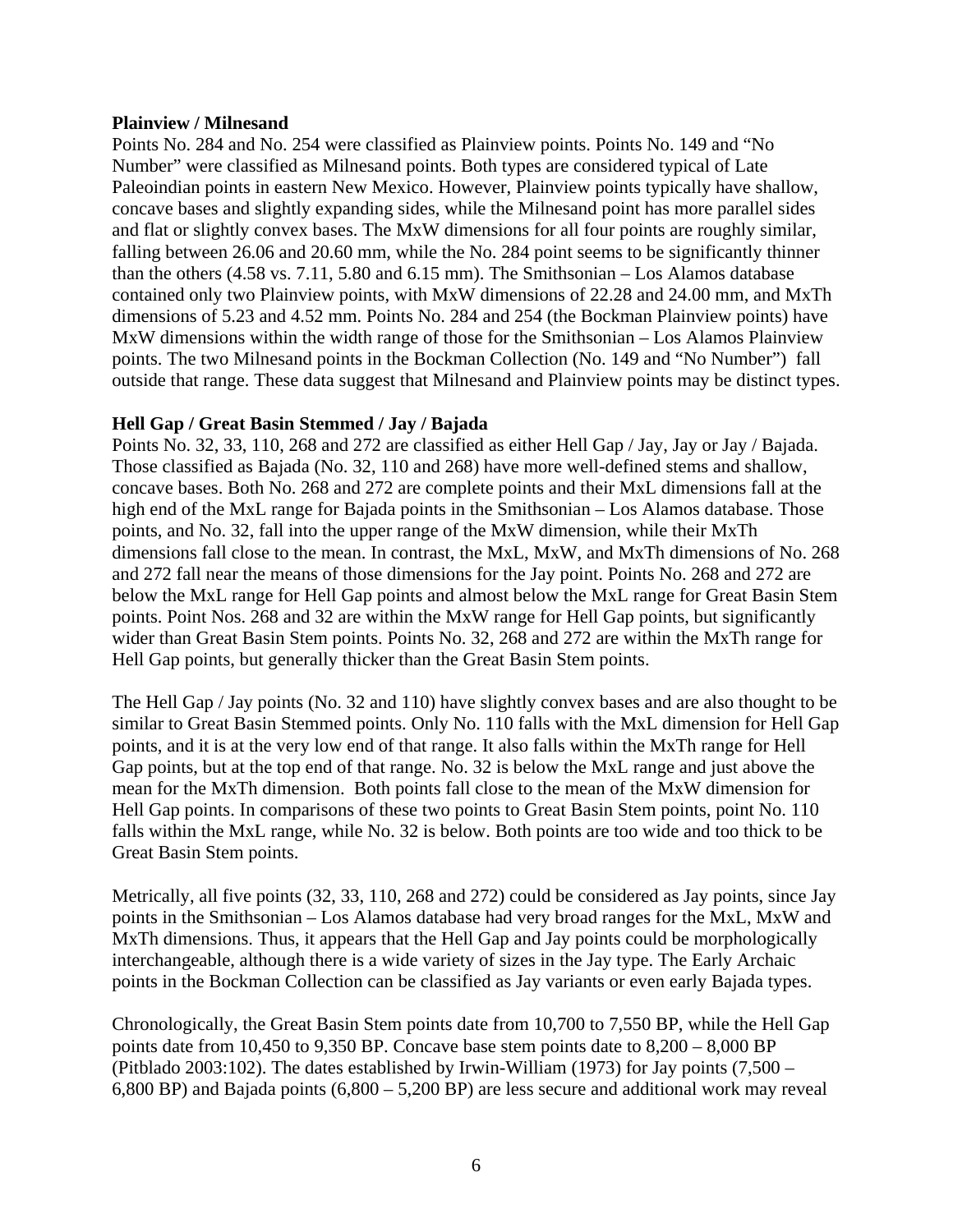**Plainview / Milnesand**

Points No. 284 and No. 254 were classified as Plainview points. Points No. 149 and "No Number" were classified as Milnesand points. Both types are considered typical of Late Paleoindian points in eastern New Mexico. However, Plainview points typically have shallow, concave bases and slightly expanding sides, while the Milnesand point has more parallel sides and flat or slightly convex bases. The MxW dimensions for all four points are roughly similar, falling between 26.06 and 20.60 mm, while the No. 284 point seems to be significantly thinner than the others (4.58 vs. 7.11, 5.80 and 6.15 mm). The Smithsonian – Los Alamos database contained only two Plainview points, with MxW dimensions of 22.28 and 24.00 mm, and MxTh dimensions of 5.23 and 4.52 mm. Points No. 284 and 254 (the Bockman Plainview points) have MxW dimensions within the width range of those for the Smithsonian – Los Alamos Plainview points. The two Milnesand points in the Bockman Collection (No. 149 and "No Number") fall outside that range. These data suggest that Milnesand and Plainview points may be distinct types.

**Hell Gap / Great Basin Stemmed / Jay / Bajada**

Points No. 32, 33, 110, 268 and 272 are classified as either Hell Gap / Jay, Jay or Jay / Bajada. Those classified as Bajada (No. 32, 110 and 268) have more well-defined stems and shallow, concave bases. Both No. 268 and 272 are complete points and their MxL dimensions fall at the high end of the MxL range for Bajada points in the Smithsonian – Los Alamos database. Those points, and No. 32, fall into the upper range of the MxW dimension, while their MxTh dimensions fall close to the mean. In contrast, the MxL, MxW, and MxTh dimensions of No. 268 and 272 fall near the means of those dimensions for the Jay point. Points No. 268 and 272 are below the MxL range for Hell Gap points and almost below the MxL range for Great Basin Stem points. Point Nos. 268 and 32 are within the MxW range for Hell Gap points, but significantly wider than Great Basin Stem points. Points No. 32, 268 and 272 are within the MxTh range for Hell Gap points, but generally thicker than the Great Basin Stem points.

The Hell Gap / Jay points (No. 32 and 110) have slightly convex bases and are also thought to be similar to Great Basin Stemmed points. Only No. 110 falls with the MxL dimension for Hell Gap points, and it is at the very low end of that range. It also falls within the MxTh range for Hell Gap points, but at the top end of that range. No. 32 is below the MxL range and just above the mean for the MxTh dimension. Both points fall close to the mean of the MxW dimension for Hell Gap points. In comparisons of these two points to Great Basin Stem points, point No. 110 falls within the MxL range, while No. 32 is below. Both points are too wide and too thick to be Great Basin Stem points.

Metrically, all five points (32, 33, 110, 268 and 272) could be considered as Jay points, since Jay points in the Smithsonian – Los Alamos database had very broad ranges for the MxL, MxW and MxTh dimensions. Thus, it appears that the Hell Gap and Jay points could be morphologically interchangeable, although there is a wide variety of sizes in the Jay type. The Early Archaic points in the Bockman Collection can be classified as Jay variants or even early Bajada types.

Chronologically, the Great Basin Stem points date from 10,700 to 7,550 BP, while the Hell Gap points date from 10,450 to 9,350 BP. Concave base stem points date to 8,200 – 8,000 BP (Pitblado 2003:102). The dates established by Irwin-William (1973) for Jay points (7,500 – 6,800 BP) and Bajada points (6,800 – 5,200 BP) are less secure and additional work may reveal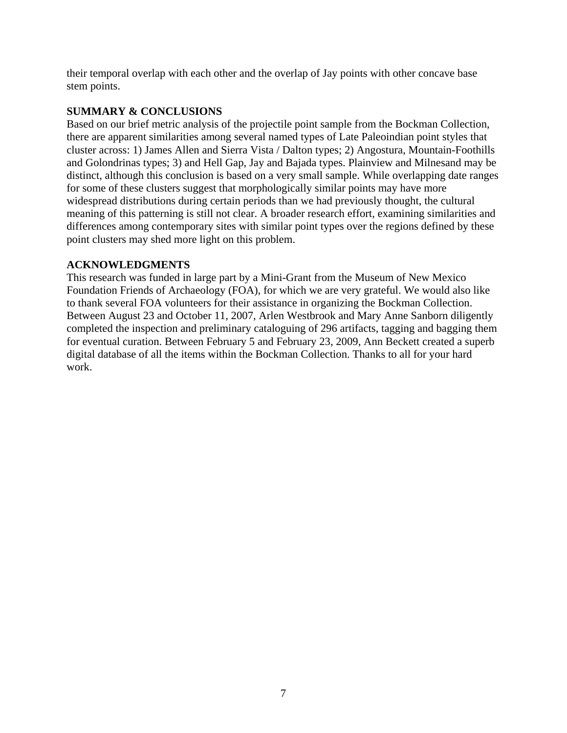their temporal overlap with each other and the overlap of Jay points with other concave base stem points.

## SUMMARY & CONCLUSIONS

Based on our brief metric analysis of the projectile point sample from the Bockman Collection, there are apparent similarities among several named types of Late Paleoindian point styles that cluster across: 1) James Allen and Sierra Vista / Dalton types; 2) Angostura, Mountain-Foothills and Golondrinas types; 3) and Hell Gap, Jay and Bajada types. Plainview and Milnesand may be distinct, although this conclusion is based on a very small sample. While overlapping date ranges for some of these clusters suggest that morphologically similar points may have more widespread distributions during certain periods than we had previously thought, the cultural meaning of this patterning is still not clear. A broader research effort, examining similarities and differences among contemporary sites with similar point types over the regions defined by these point clusters may shed more light on this problem.

## ACKNOWLEDGMENTS

This research was funded in large part by a Mini-Grant from the Museum of New Mexico Foundation Friends of Archaeology (FOA), for which we are very grateful. We would also like to thank several FOA volunteers for their assistance in organizing the Bockman Collection. Between August 23 and October 11, 2007, Arlen Westbrook and Mary Anne Sanborn diligently completed the inspection and preliminary cataloguing of 296 artifacts, tagging and bagging them for eventual curation. Between February 5 and February 23, 2009, Ann Beckett created a superb digital database of all the items within the Bockman Collection. Thanks to all for your hard work.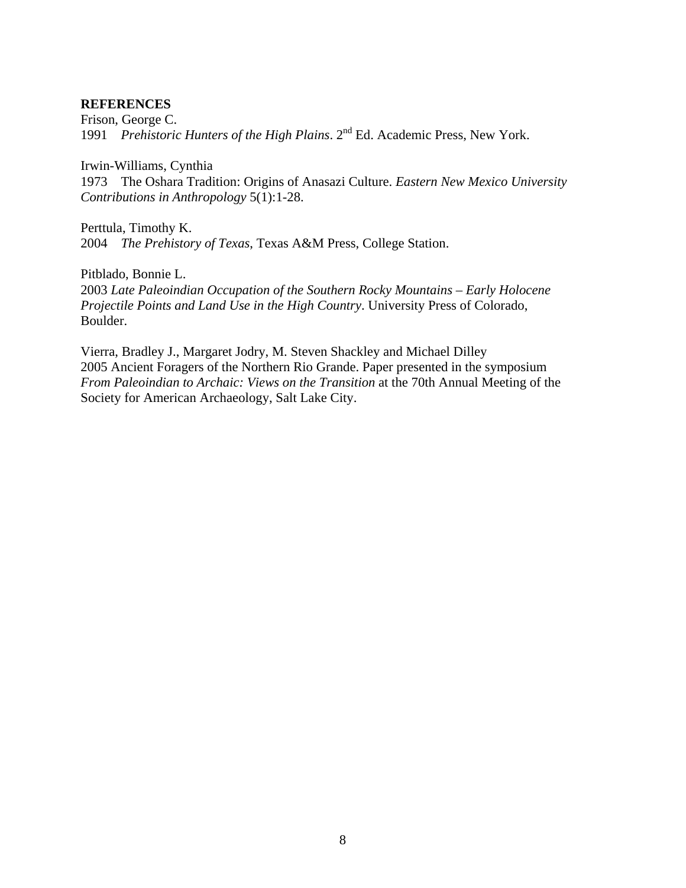**REFERENCES**

Frison, George C.
1991 *Prehistoric Hunters of the High Plains*. 2nd Ed. Academic Press, New York.

Irwin-Williams, Cynthia
1973 The Oshara Tradition: Origins of Anasazi Culture. *Eastern New Mexico University Contributions in Anthropology* 5(1):1-28.

Perttula, Timothy K.
2004 *The Prehistory of Texas*, Texas A&M Press, College Station.

Pitblado, Bonnie L.
2003 *Late Paleoindian Occupation of the Southern Rocky Mountains – Early Holocene Projectile Points and Land Use in the High Country*. University Press of Colorado, Boulder.

Vierra, Bradley J., Margaret Jodry, M. Steven Shackley and Michael Dilley
2005 Ancient Foragers of the Northern Rio Grande. Paper presented in the symposium *From Paleoindian to Archaic: Views on the Transition* at the 70th Annual Meeting of the Society for American Archaeology, Salt Lake City.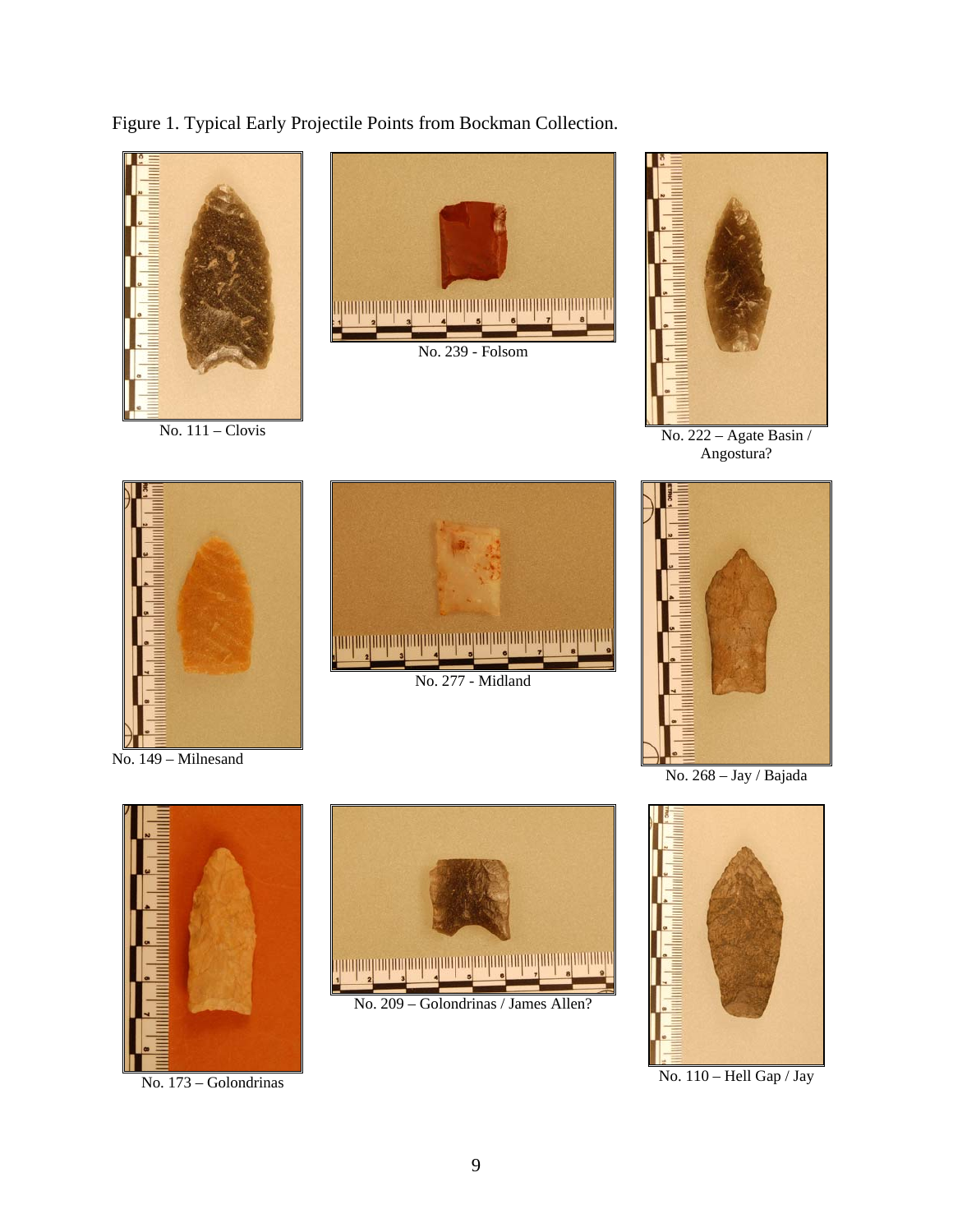Figure 1. Typical Early Projectile Points from Bockman Collection.

No. 111 – Clovis

No. 239 - Folsom

No. 222 – Agate Basin / Angostura?

No. 149 – Milnesand

No. 277 - Midland

No. 268 – Jay / Bajada

No. 173 – Golondrinas

No. 209 – Golondrinas / James Allen?

No. 110 – Hell Gap / Jay